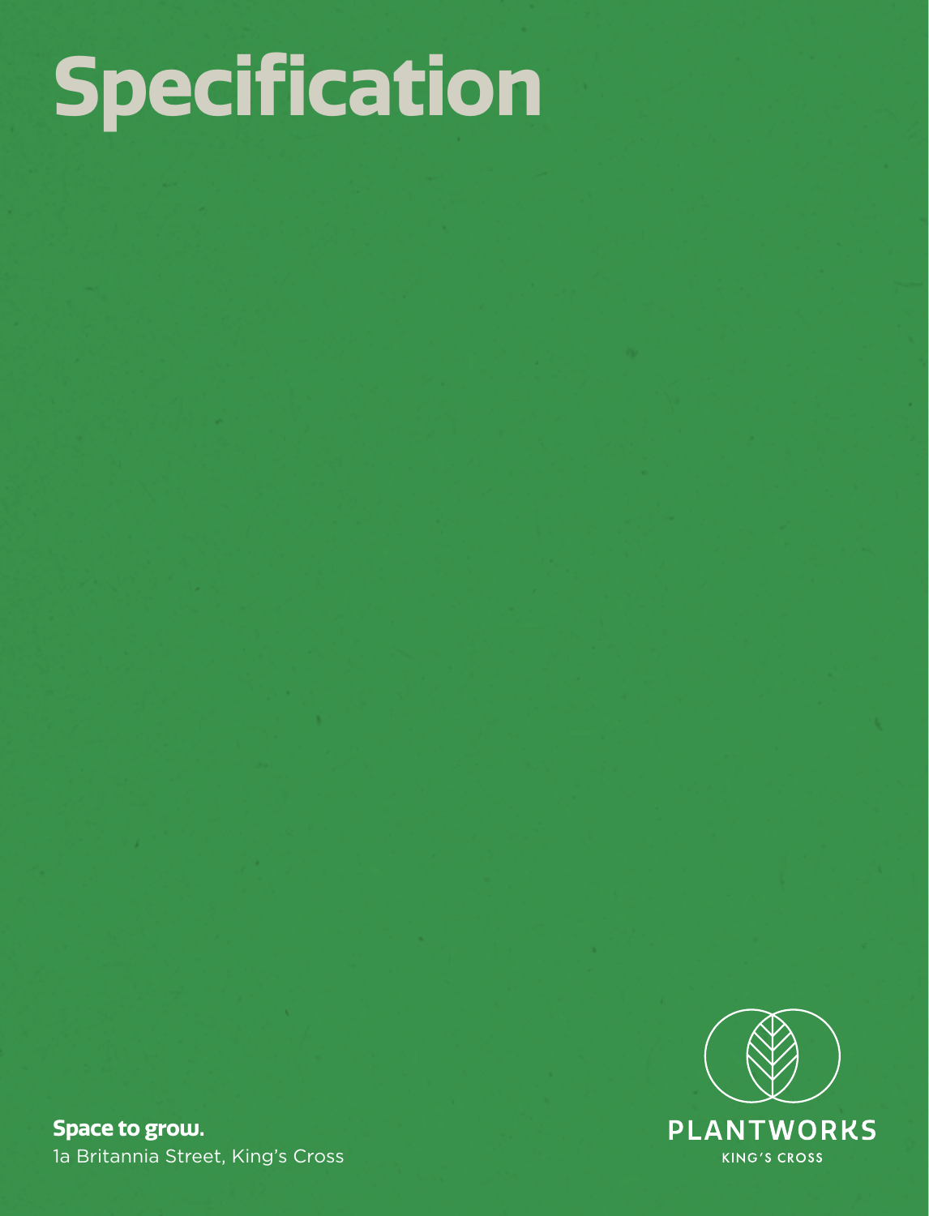# Specification

**Space to grow.**
1a Britannia Street, King's Cross

PLANTWORKS
KING'S CROSS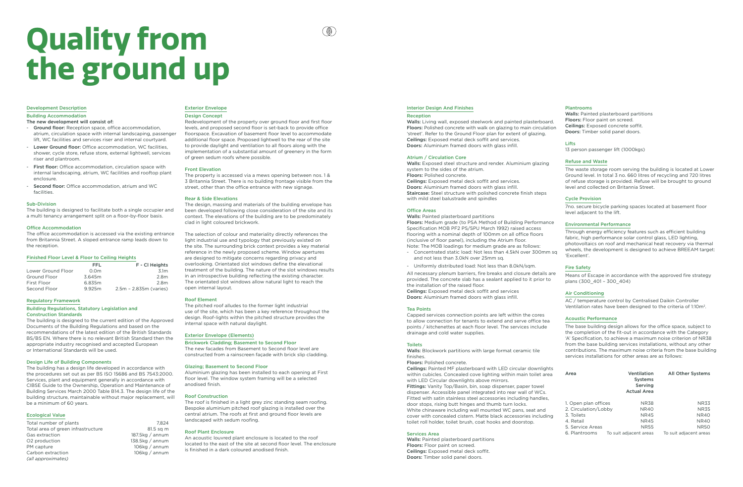# Quality from the ground up

## Development Description

### Building Accommodation

**The new development will consist of:**

- **Ground floor:** Reception space, office accommodation, atrium, circulation space with internal landscaping, passenger lift, WC facilities and services riser and internal courtyard.
- **Lower Ground floor:** Office accommodation, WC facilities, shower, cycle store, refuse store, external lightwell, services riser and plantroom.
- **First floor:** Office accommodation, circulation space with internal landscaping, atrium, WC facilities and rooftop plant enclosure.
- **Second floor:** Office accommodation, atrium and WC facilities.

### Sub-Division

The building is designed to facilitate both a single occupier and a multi tenancy arrangement split on a floor-by-floor basis.

### Office Accommodation

The office accommodation is accessed via the existing entrance from Britannia Street. A sloped entrance ramp leads down to the reception.

### Finished Floor Level & Floor to Ceiling Heights

| | FFL | F - Cl Heights |
|---|---|---|
| Lower Ground Floor | 0.0m | 3.1m |
| Ground Floor | 3.645m | 2.8m |
| First Floor | 6.835m | 2.8m |
| Second Floor | 9.925m | 2.5m – 2.835m (varies) |

## Regulatory Framework

### Building Regulations, Statutory Legislation and Construction Standards

The building is designed to the current edition of the Approved Documents of the Building Regulations and based on the recommendations of the latest edition of the British Standards BS/BS EN. Where there is no relevant British Standard then the appropriate industry recognised and accepted European or International Standards will be used.

### Design Life of Building Components

The building has a design life developed in accordance with the procedures set out as per BS ISO 15686 and BS 7543:2000. Services, plant and equipment generally in accordance with CIBSE Guide to the Ownership, Operation and Maintenance of Building Services March 2000 Table B14.3. The design life of the building structure, maintainable without major replacement, will be a minimum of 60 years.

## Ecological Value

| | |
|---|---|
| Total number of plants | 7,824 |
| Total area of green infrastructure | 81.5 sq m |
| Gas extraction | 187.5kg / annum |
| O2 production | 138.5kg / annum |
| PM capture | 106kg / annum |
| Carbon extraction | 106kg / annum |

*(all approximates)*

## Exterior Envelope

### Design Concept

Redevelopment of the property over ground floor and first floor levels, and proposed second floor is set-back to provide office floorspace. Excavation of basement floor level to accommodate additional floor space. Proposed lightwell to the rear of the site to provide daylight and ventilation to all floors along with the implementation of a substantial amount of greenery in the form of green sedum roofs where possible.

### Front Elevation

The property is accessed via a mews opening between nos. 1 & 3 Britannia Street. There is no building frontage visible from the street, other than the office entrance with new signage.

### Rear & Side Elevations

The design, massing and materials of the building envelope has been developed following close consideration of the site and its context. The elevations of the building are to be predominately clad in light coloured brickwork.

The selection of colour and materiality directly references the light industrial use and typology that previously existed on the site. The surrounding brick context provides a key material reference in the newly proposed scheme. Window apertures are designed to mitigate concerns regarding privacy and overlooking. Orientated slot windows define the elevational treatment of the building. The nature of the slot windows results in an introspective building reflecting the existing character. The orientated slot windows allow natural light to reach the open internal layout.

### Roof Element

The pitched roof alludes to the former light industrial use of the site, which has been a key reference throughout the design. Roof-lights within the pitched structure provides the internal space with natural daylight.

## Exterior Envelope (Elements)

### Brickwork Cladding; Basement to Second Floor

The new facades from Basement to Second floor level are constructed from a rainscreen façade with brick slip cladding.

### Glazing; Basement to Second Floor

Aluminium glazing has been installed to each opening at First floor level. The window system framing will be a selected anodised finish.

### Roof Construction

The roof is finished in a light grey zinc standing seam roofing. Bespoke aluminium pitched roof glazing is installed over the central atrium. The roofs at first and ground floor levels are landscaped with sedum roofing.

### Roof Plant Enclosure

An acoustic louvred plant enclosure is located to the roof located to the east of the site at second floor level. The enclosure is finished in a dark coloured anodised finish.

## Interior Design And Finishes

### Reception

**Walls:** Living wall, exposed steelwork and painted plasterboard.
**Floors:** Polished concrete with walk on glazing to main circulation 'street'. Refer to the Ground Floor plan for extent of glazing.
**Ceilings:** Exposed metal deck soffit and services.
**Doors:** Aluminium framed doors with glass infill.

### Atrium / Circulation Core

**Walls:** Exposed steel structure and render. Aluminium glazing system to the sides of the atrium.
**Floors:** Polished concrete.
**Ceilings:** Exposed metal deck soffit and services.
**Doors:** Aluminium framed doors with glass infill.
**Staircase:** Steel structure with polished concrete finish steps with mild steel balustrade and spindles

### Office Areas

**Walls:** Painted plasterboard partitions
**Floors:** Medium grade (to PSA Method of Building Performance Specification MOB PF2 PS/SPU March 1992) raised access flooring with a nominal depth of 100mm on all office floors (inclusive of floor panel), including the Atrium floor.
Note: The MOB loadings for medium grade are as follows:

- Concentrated static load: Not less than 4.5kN over 300mm sq and not less than 3.0kN over 25mm sq.
- Uniformly distributed load: Not less than 8.0kN/sqm.

All necessary plenum barriers, fire breaks and closure details are provided. The concrete slab has a sealant applied to it prior to the installation of the raised floor.
**Ceilings:** Exposed metal deck soffit and services
**Doors:** Aluminium framed doors with glass infill.

### Tea Points

Capped services connection points are left within the cores to allow connection for tenants to extend and serve office tea points / kitchenettes at each floor level. The services include drainage and cold water supplies.

### Toilets

**Walls:** Blockwork partitions with large format ceramic tile finishes.
**Floors:** Polished concrete.
**Ceilings:** Painted MF plasterboard with LED circular downlights within cubicles. Concealed cove lighting within main toilet area with LED Circular downlights above mirrors.
**Fittings:** Vanity Top/Basin, bin, soap dispenser, paper towel dispenser. Accessible panel integrated into rear wall of WCs. Fitted with satin stainless steel accessories including handles, door stops, rising butt hinges and thumb turn locks.
White chinaware including wall mounted WC pans, seat and cover with concealed cistern. Matte black accessories including toilet roll holder, toilet brush, coat hooks and doorstop.

### Services Area

**Walls:** Painted plasterboard partitions
**Floors:** Floor paint on screed.
**Ceilings:** Exposed metal deck soffit.
**Doors:** Timber solid panel doors.

### Plantrooms

**Walls:** Painted plasterboard partitions
**Floors:** Floor paint on screed.
**Ceilings:** Exposed concrete soffit.
**Doors:** Timber solid panel doors.

### Lifts

13 person passenger lift (1000kgs)

### Refuse and Waste

The waste storage room serving the building is located at Lower Ground level. In total 3 no. 660 litres of recycling and 720 litres of refuse storage is provided. Refuse will be brought to ground level and collected on Britannia Street.

### Cycle Provision

7no. secure bicycle parking spaces located at basement floor level adjacent to the lift.

### Environmental Performance

Through energy efficiency features such as efficient building fabric, high performance solar control glass, LED lighting, photovoltaics on roof and mechanical heat recovery via thermal wheels, the development is designed to achieve BREEAM target: 'Excellent'.

### Fire Safety

Means of Escape in accordance with the approved fire strategy plans (300_401 – 300_404)

### Air Conditioning

AC / temperature control by Centralised Daikin Controller
Ventilation rates have been designed to the criteria of 1:10m².

### Acoustic Performance

The base building design allows for the office space, subject to the completion of the fit-out in accordance with the Category 'A' Specification, to achieve a maximum noise criterion of NR38 from the base building services installations, without any other contributions. The maximum noise criteria from the base building services installations for other areas are as follows:

| Area | Ventilation Systems Serving Actual Area | All Other Systems |
|---|---|---|
| 1. Open plan offices | NR38 | NR33 |
| 2. Circulation/Lobby | NR40 | NR35 |
| 3. Toilets | NR45 | NR40 |
| 4. Retail | NR45 | NR40 |
| 5. Service Areas | NR55 | NR50 |
| 6. Plantrooms | To suit adjacent areas | To suit adjacent areas |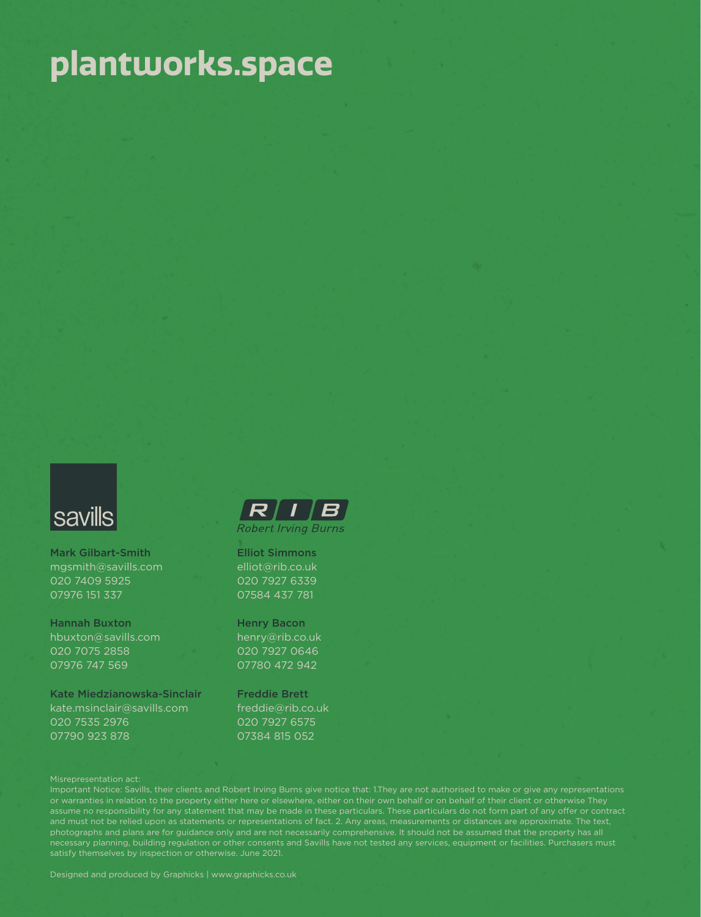# plantworks.space

savills

**Mark Gilbart-Smith**
mgsmith@savills.com
020 7409 5925
07976 151 337

**Hannah Buxton**
hbuxton@savills.com
020 7075 2858
07976 747 569

**Kate Miedzianowska-Sinclair**
kate.msinclair@savills.com
020 7535 2976
07790 923 878

RIB
*Robert Irving Burns*

**Elliot Simmons**
elliot@rib.co.uk
020 7927 6339
07584 437 781

**Henry Bacon**
henry@rib.co.uk
020 7927 0646
07780 472 942

**Freddie Brett**
freddie@rib.co.uk
020 7927 6575
07384 815 052

Misrepresentation act:
Important Notice: Savills, their clients and Robert Irving Burns give notice that: 1.They are not authorised to make or give any representations or warranties in relation to the property either here or elsewhere, either on their own behalf or on behalf of their client or otherwise They assume no responsibility for any statement that may be made in these particulars. These particulars do not form part of any offer or contract and must not be relied upon as statements or representations of fact. 2. Any areas, measurements or distances are approximate. The text, photographs and plans are for guidance only and are not necessarily comprehensive. It should not be assumed that the property has all necessary planning, building regulation or other consents and Savills have not tested any services, equipment or facilities. Purchasers must satisfy themselves by inspection or otherwise. June 2021.

Designed and produced by Graphicks | www.graphicks.co.uk